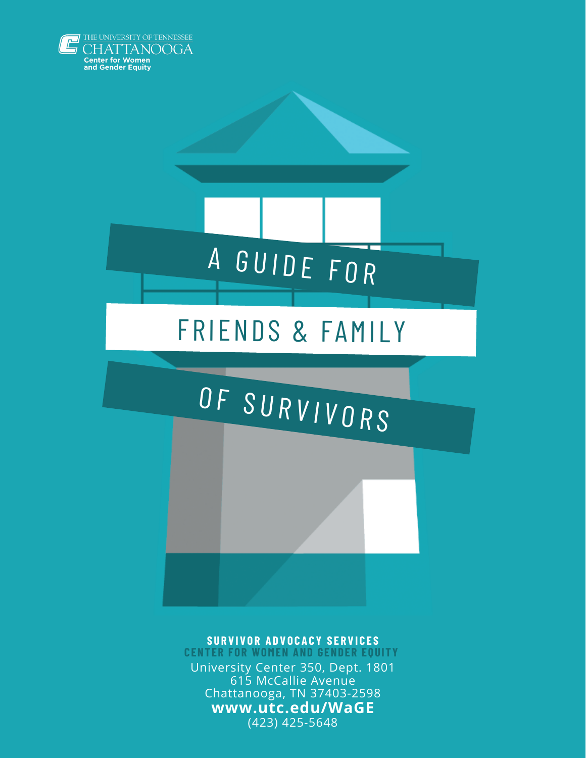THE UNIVERSITY OF TENNESSEE
CHATTANOOGA
Center for Women
and Gender Equity

# A GUIDE FOR FRIENDS & FAMILY OF SURVIVORS

**SURVIVOR ADVOCACY SERVICES**

**CENTER FOR WOMEN AND GENDER EQUITY**

University Center 350, Dept. 1801
615 McCallie Avenue
Chattanooga, TN 37403-2598

**www.utc.edu/WaGE**

(423) 425-5648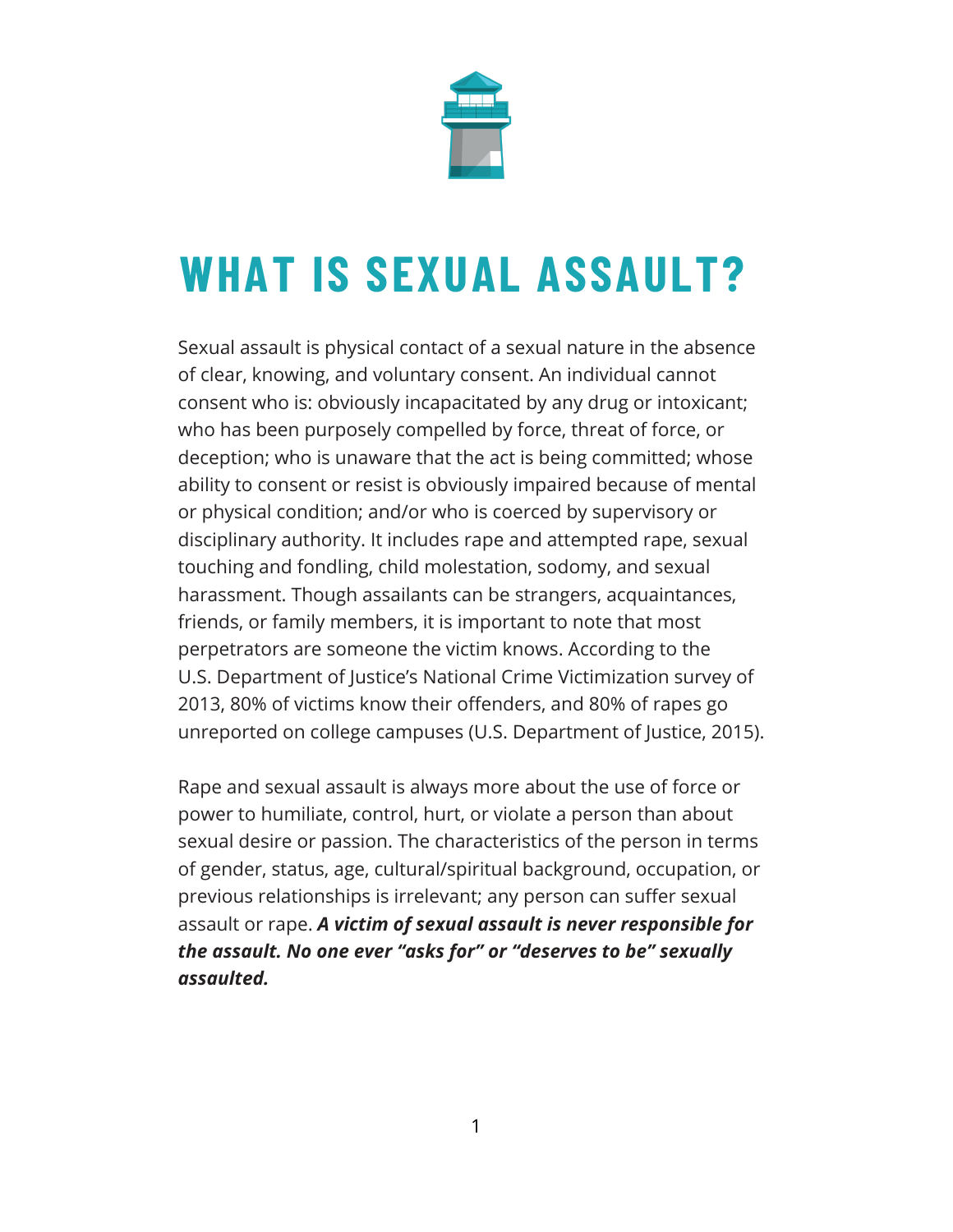# WHAT IS SEXUAL ASSAULT?

Sexual assault is physical contact of a sexual nature in the absence of clear, knowing, and voluntary consent. An individual cannot consent who is: obviously incapacitated by any drug or intoxicant; who has been purposely compelled by force, threat of force, or deception; who is unaware that the act is being committed; whose ability to consent or resist is obviously impaired because of mental or physical condition; and/or who is coerced by supervisory or disciplinary authority. It includes rape and attempted rape, sexual touching and fondling, child molestation, sodomy, and sexual harassment. Though assailants can be strangers, acquaintances, friends, or family members, it is important to note that most perpetrators are someone the victim knows. According to the U.S. Department of Justice's National Crime Victimization survey of 2013, 80% of victims know their offenders, and 80% of rapes go unreported on college campuses (U.S. Department of Justice, 2015).

Rape and sexual assault is always more about the use of force or power to humiliate, control, hurt, or violate a person than about sexual desire or passion. The characteristics of the person in terms of gender, status, age, cultural/spiritual background, occupation, or previous relationships is irrelevant; any person can suffer sexual assault or rape. ***A victim of sexual assault is never responsible for the assault. No one ever "asks for" or "deserves to be" sexually assaulted.***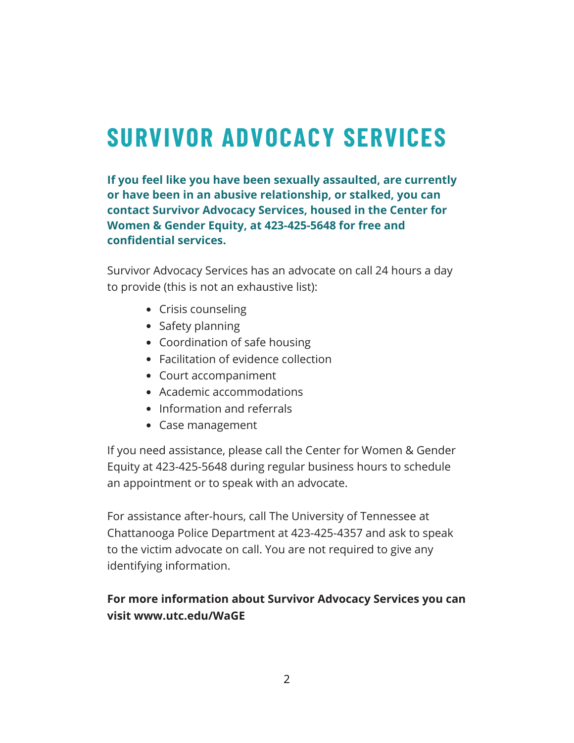# SURVIVOR ADVOCACY SERVICES

**If you feel like you have been sexually assaulted, are currently or have been in an abusive relationship, or stalked, you can contact Survivor Advocacy Services, housed in the Center for Women & Gender Equity, at 423-425-5648 for free and confidential services.**

Survivor Advocacy Services has an advocate on call 24 hours a day to provide (this is not an exhaustive list):

- Crisis counseling
- Safety planning
- Coordination of safe housing
- Facilitation of evidence collection
- Court accompaniment
- Academic accommodations
- Information and referrals
- Case management

If you need assistance, please call the Center for Women & Gender Equity at 423-425-5648 during regular business hours to schedule an appointment or to speak with an advocate.

For assistance after-hours, call The University of Tennessee at Chattanooga Police Department at 423-425-4357 and ask to speak to the victim advocate on call. You are not required to give any identifying information.

**For more information about Survivor Advocacy Services you can visit www.utc.edu/WaGE**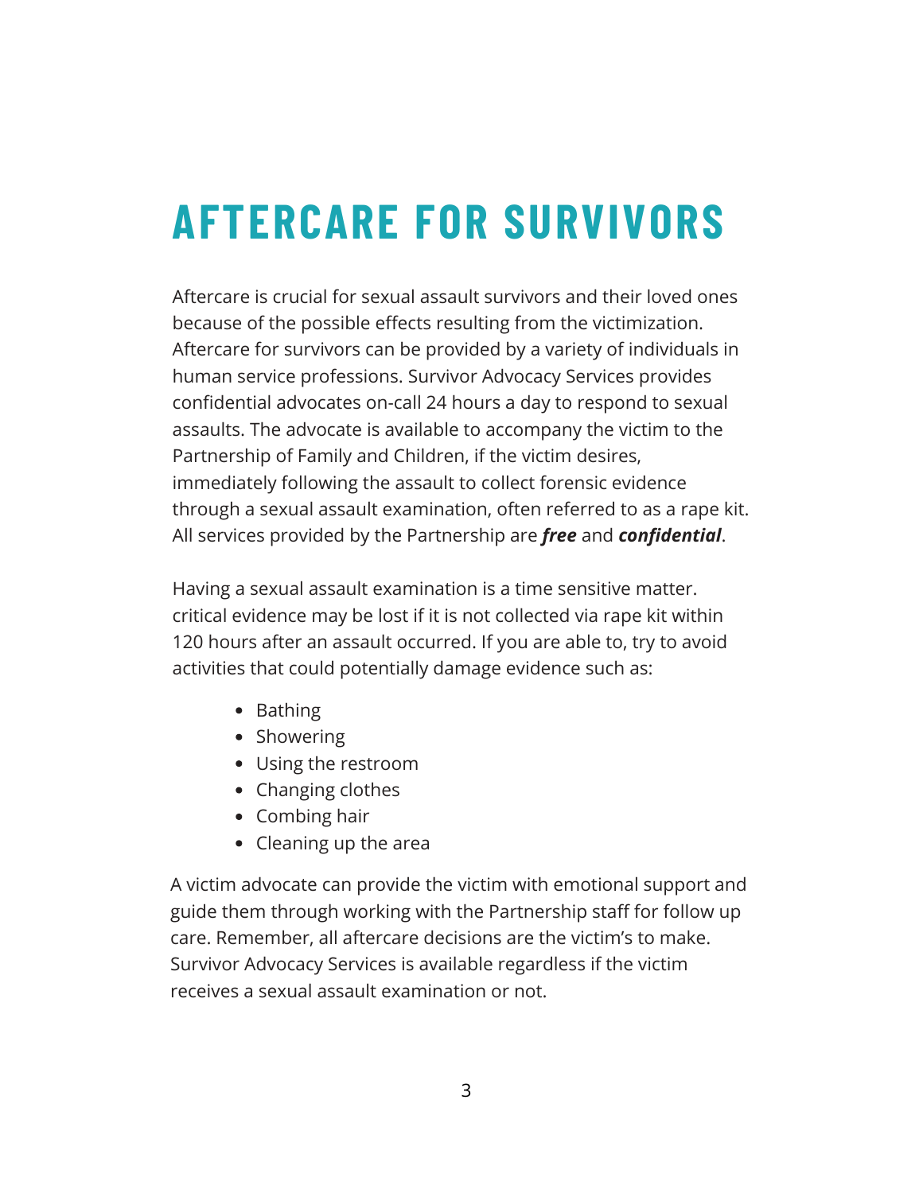# AFTERCARE FOR SURVIVORS

Aftercare is crucial for sexual assault survivors and their loved ones because of the possible effects resulting from the victimization. Aftercare for survivors can be provided by a variety of individuals in human service professions. Survivor Advocacy Services provides confidential advocates on-call 24 hours a day to respond to sexual assaults. The advocate is available to accompany the victim to the Partnership of Family and Children, if the victim desires, immediately following the assault to collect forensic evidence through a sexual assault examination, often referred to as a rape kit. All services provided by the Partnership are ***free*** and ***confidential***.

Having a sexual assault examination is a time sensitive matter. critical evidence may be lost if it is not collected via rape kit within 120 hours after an assault occurred. If you are able to, try to avoid activities that could potentially damage evidence such as:

- Bathing
- Showering
- Using the restroom
- Changing clothes
- Combing hair
- Cleaning up the area

A victim advocate can provide the victim with emotional support and guide them through working with the Partnership staff for follow up care. Remember, all aftercare decisions are the victim's to make. Survivor Advocacy Services is available regardless if the victim receives a sexual assault examination or not.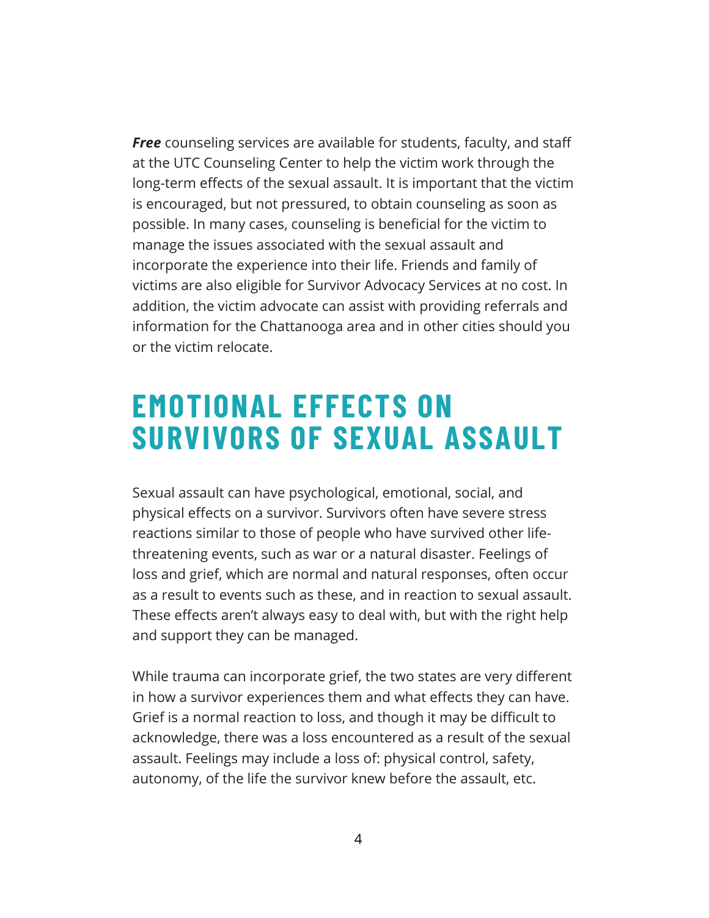***Free*** counseling services are available for students, faculty, and staff at the UTC Counseling Center to help the victim work through the long-term effects of the sexual assault. It is important that the victim is encouraged, but not pressured, to obtain counseling as soon as possible. In many cases, counseling is beneficial for the victim to manage the issues associated with the sexual assault and incorporate the experience into their life. Friends and family of victims are also eligible for Survivor Advocacy Services at no cost. In addition, the victim advocate can assist with providing referrals and information for the Chattanooga area and in other cities should you or the victim relocate.

## EMOTIONAL EFFECTS ON SURVIVORS OF SEXUAL ASSAULT

Sexual assault can have psychological, emotional, social, and physical effects on a survivor. Survivors often have severe stress reactions similar to those of people who have survived other life-threatening events, such as war or a natural disaster. Feelings of loss and grief, which are normal and natural responses, often occur as a result to events such as these, and in reaction to sexual assault. These effects aren't always easy to deal with, but with the right help and support they can be managed.

While trauma can incorporate grief, the two states are very different in how a survivor experiences them and what effects they can have. Grief is a normal reaction to loss, and though it may be difficult to acknowledge, there was a loss encountered as a result of the sexual assault. Feelings may include a loss of: physical control, safety, autonomy, of the life the survivor knew before the assault, etc.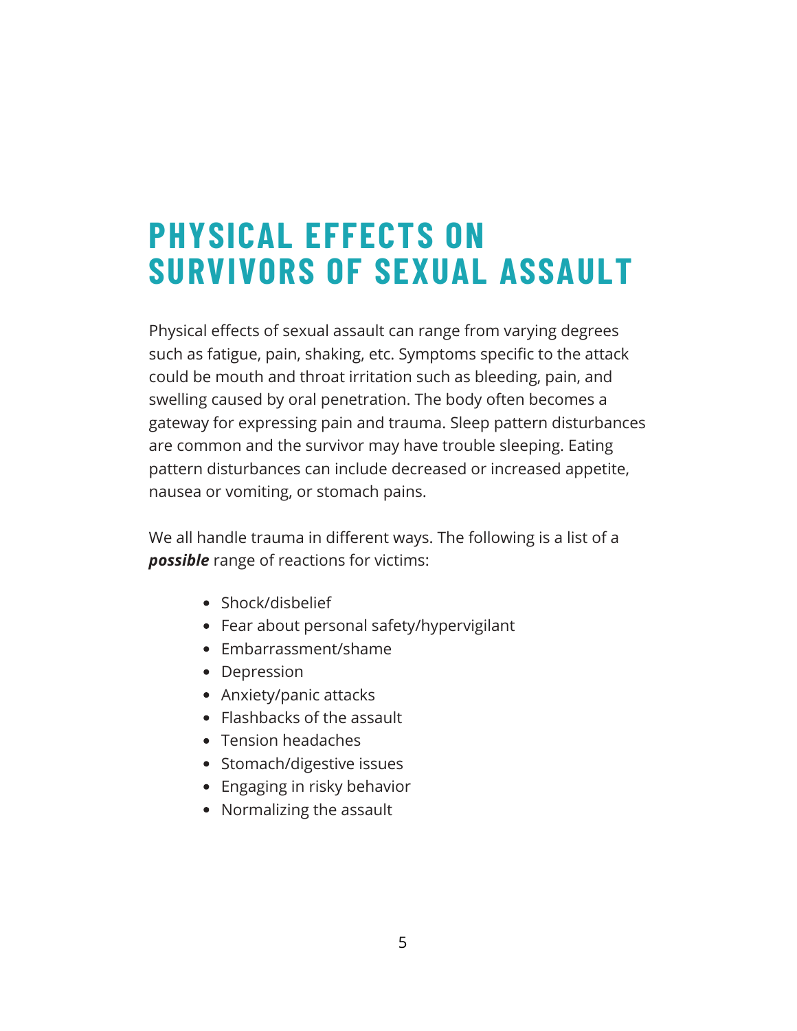# PHYSICAL EFFECTS ON SURVIVORS OF SEXUAL ASSAULT

Physical effects of sexual assault can range from varying degrees such as fatigue, pain, shaking, etc. Symptoms specific to the attack could be mouth and throat irritation such as bleeding, pain, and swelling caused by oral penetration. The body often becomes a gateway for expressing pain and trauma. Sleep pattern disturbances are common and the survivor may have trouble sleeping. Eating pattern disturbances can include decreased or increased appetite, nausea or vomiting, or stomach pains.

We all handle trauma in different ways. The following is a list of a ***possible*** range of reactions for victims:

- Shock/disbelief
- Fear about personal safety/hypervigilant
- Embarrassment/shame
- Depression
- Anxiety/panic attacks
- Flashbacks of the assault
- Tension headaches
- Stomach/digestive issues
- Engaging in risky behavior
- Normalizing the assault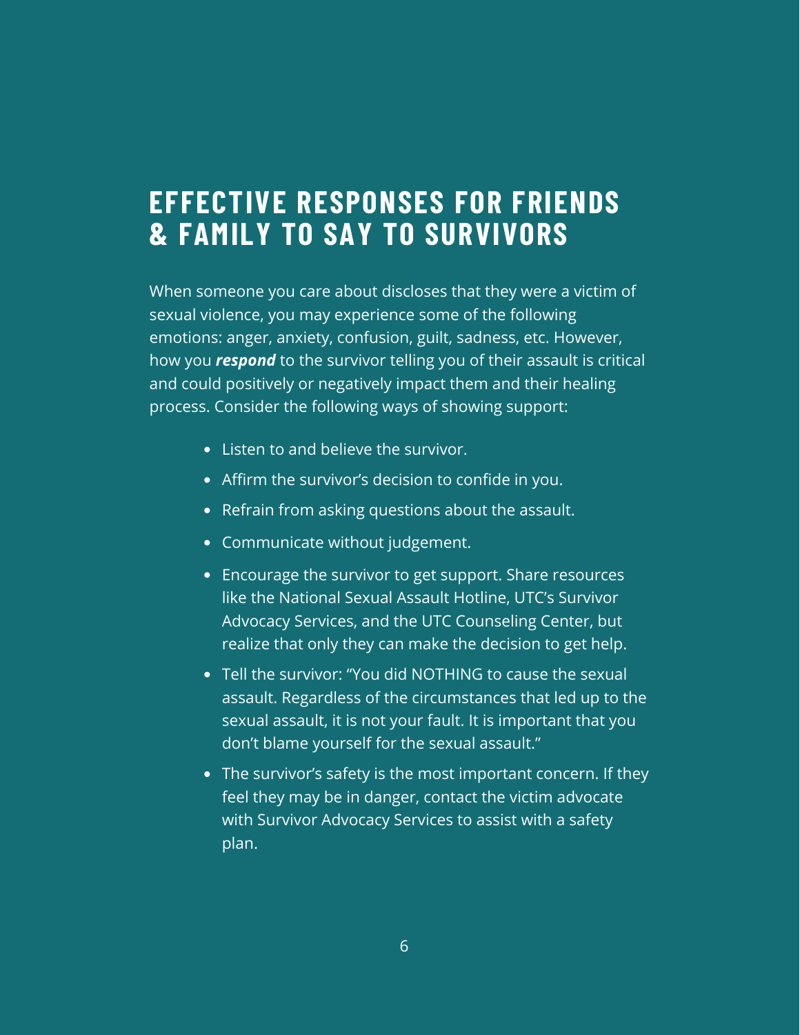# EFFECTIVE RESPONSES FOR FRIENDS & FAMILY TO SAY TO SURVIVORS

When someone you care about discloses that they were a victim of sexual violence, you may experience some of the following emotions: anger, anxiety, confusion, guilt, sadness, etc. However, how you ***respond*** to the survivor telling you of their assault is critical and could positively or negatively impact them and their healing process. Consider the following ways of showing support:

- Listen to and believe the survivor.
- Affirm the survivor's decision to confide in you.
- Refrain from asking questions about the assault.
- Communicate without judgement.
- Encourage the survivor to get support. Share resources like the National Sexual Assault Hotline, UTC's Survivor Advocacy Services, and the UTC Counseling Center, but realize that only they can make the decision to get help.
- Tell the survivor: "You did NOTHING to cause the sexual assault. Regardless of the circumstances that led up to the sexual assault, it is not your fault. It is important that you don't blame yourself for the sexual assault."
- The survivor's safety is the most important concern. If they feel they may be in danger, contact the victim advocate with Survivor Advocacy Services to assist with a safety plan.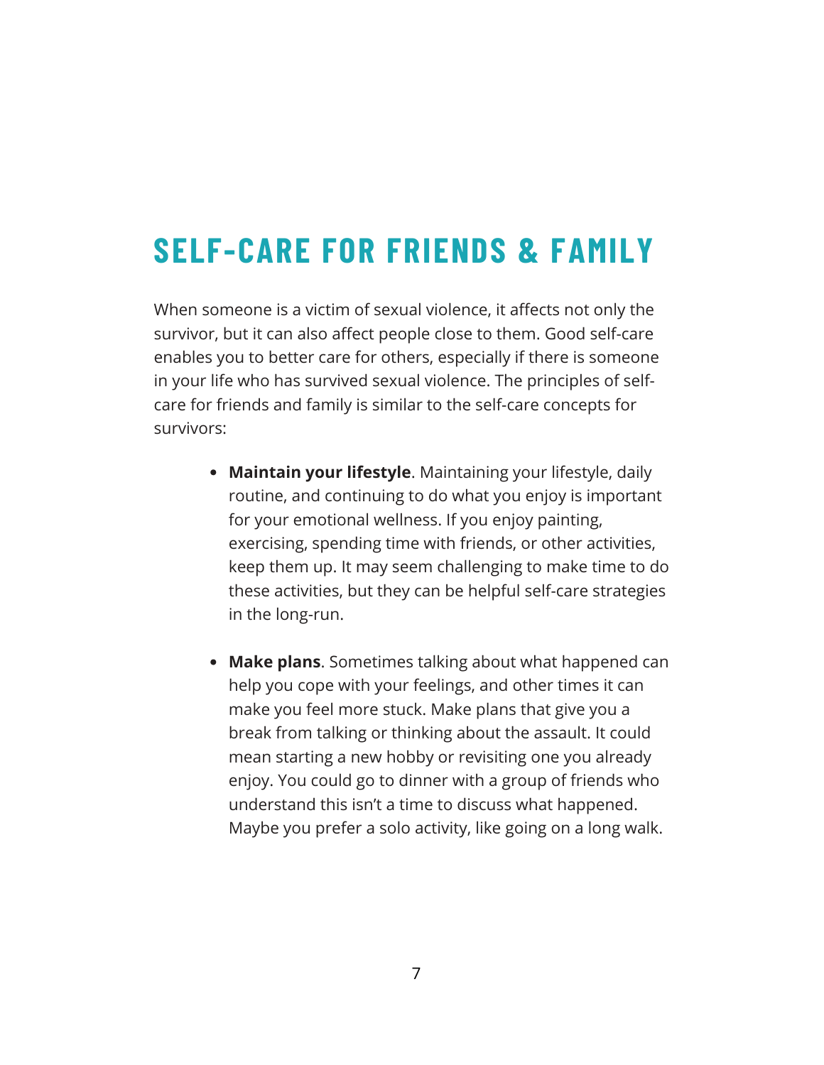# SELF-CARE FOR FRIENDS & FAMILY

When someone is a victim of sexual violence, it affects not only the survivor, but it can also affect people close to them. Good self-care enables you to better care for others, especially if there is someone in your life who has survived sexual violence. The principles of self-care for friends and family is similar to the self-care concepts for survivors:

- **Maintain your lifestyle**. Maintaining your lifestyle, daily routine, and continuing to do what you enjoy is important for your emotional wellness. If you enjoy painting, exercising, spending time with friends, or other activities, keep them up. It may seem challenging to make time to do these activities, but they can be helpful self-care strategies in the long-run.

- **Make plans**. Sometimes talking about what happened can help you cope with your feelings, and other times it can make you feel more stuck. Make plans that give you a break from talking or thinking about the assault. It could mean starting a new hobby or revisiting one you already enjoy. You could go to dinner with a group of friends who understand this isn't a time to discuss what happened. Maybe you prefer a solo activity, like going on a long walk.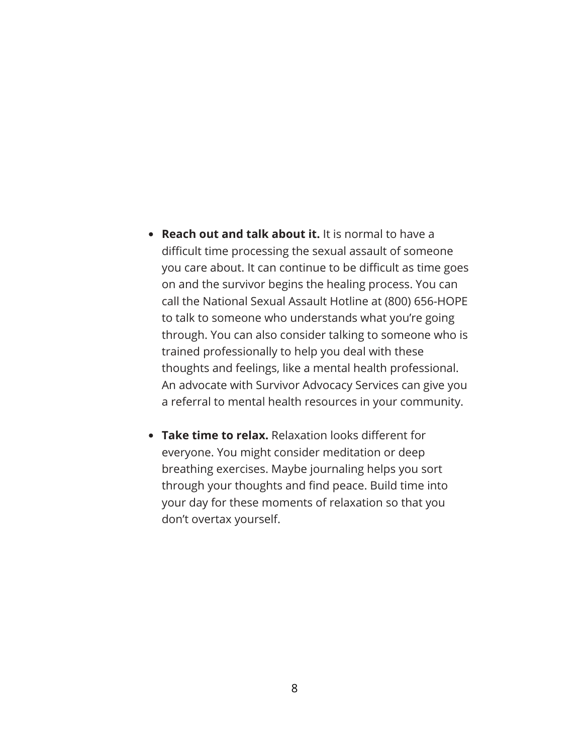- **Reach out and talk about it.** It is normal to have a difficult time processing the sexual assault of someone you care about. It can continue to be difficult as time goes on and the survivor begins the healing process. You can call the National Sexual Assault Hotline at (800) 656-HOPE to talk to someone who understands what you're going through. You can also consider talking to someone who is trained professionally to help you deal with these thoughts and feelings, like a mental health professional. An advocate with Survivor Advocacy Services can give you a referral to mental health resources in your community.

- **Take time to relax.** Relaxation looks different for everyone. You might consider meditation or deep breathing exercises. Maybe journaling helps you sort through your thoughts and find peace. Build time into your day for these moments of relaxation so that you don't overtax yourself.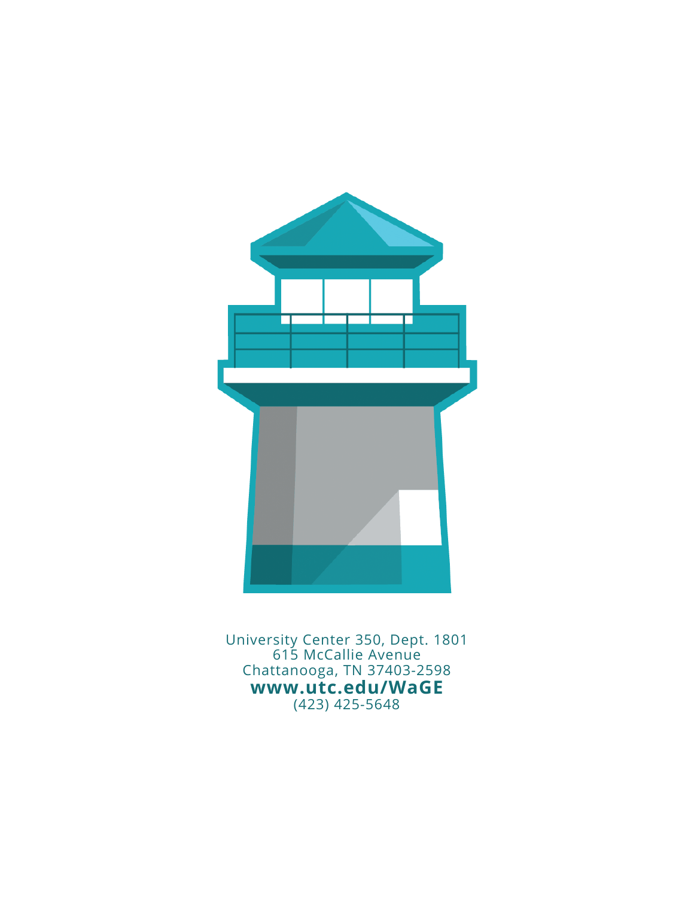University Center 350, Dept. 1801
615 McCallie Avenue
Chattanooga, TN 37403-2598
**www.utc.edu/WaGE**
(423) 425-5648